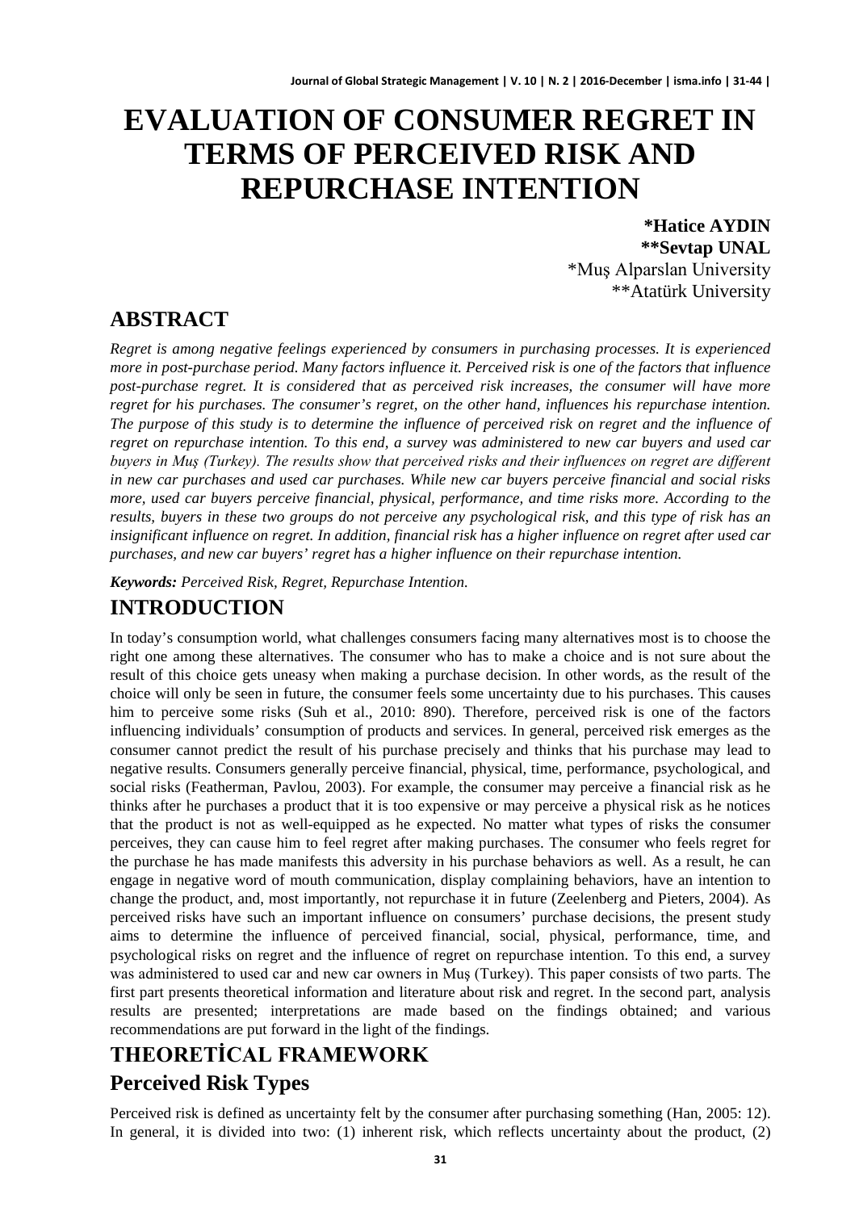# EVALUATION OF CONSUMER REGRET IN TERMS OF PERCEIVED RISK AND REPURCHASE INTENTION

**\*Hatice AYDIN**
**\*\*Sevtap UNAL**
\*Muş Alparslan University
\*\*Atatürk University

## ABSTRACT

*Regret is among negative feelings experienced by consumers in purchasing processes. It is experienced more in post-purchase period. Many factors influence it. Perceived risk is one of the factors that influence post-purchase regret. It is considered that as perceived risk increases, the consumer will have more regret for his purchases. The consumer's regret, on the other hand, influences his repurchase intention. The purpose of this study is to determine the influence of perceived risk on regret and the influence of regret on repurchase intention. To this end, a survey was administered to new car buyers and used car buyers in Muş (Turkey). The results show that perceived risks and their influences on regret are different in new car purchases and used car purchases. While new car buyers perceive financial and social risks more, used car buyers perceive financial, physical, performance, and time risks more. According to the results, buyers in these two groups do not perceive any psychological risk, and this type of risk has an insignificant influence on regret. In addition, financial risk has a higher influence on regret after used car purchases, and new car buyers' regret has a higher influence on their repurchase intention.*

***Keywords:*** *Perceived Risk, Regret, Repurchase Intention.*

## INTRODUCTION

In today's consumption world, what challenges consumers facing many alternatives most is to choose the right one among these alternatives. The consumer who has to make a choice and is not sure about the result of this choice gets uneasy when making a purchase decision. In other words, as the result of the choice will only be seen in future, the consumer feels some uncertainty due to his purchases. This causes him to perceive some risks (Suh et al., 2010: 890). Therefore, perceived risk is one of the factors influencing individuals' consumption of products and services. In general, perceived risk emerges as the consumer cannot predict the result of his purchase precisely and thinks that his purchase may lead to negative results. Consumers generally perceive financial, physical, time, performance, psychological, and social risks (Featherman, Pavlou, 2003). For example, the consumer may perceive a financial risk as he thinks after he purchases a product that it is too expensive or may perceive a physical risk as he notices that the product is not as well-equipped as he expected. No matter what types of risks the consumer perceives, they can cause him to feel regret after making purchases. The consumer who feels regret for the purchase he has made manifests this adversity in his purchase behaviors as well. As a result, he can engage in negative word of mouth communication, display complaining behaviors, have an intention to change the product, and, most importantly, not repurchase it in future (Zeelenberg and Pieters, 2004). As perceived risks have such an important influence on consumers' purchase decisions, the present study aims to determine the influence of perceived financial, social, physical, performance, time, and psychological risks on regret and the influence of regret on repurchase intention. To this end, a survey was administered to used car and new car owners in Muş (Turkey). This paper consists of two parts. The first part presents theoretical information and literature about risk and regret. In the second part, analysis results are presented; interpretations are made based on the findings obtained; and various recommendations are put forward in the light of the findings.

## THEORETİCAL FRAMEWORK

### Perceived Risk Types

Perceived risk is defined as uncertainty felt by the consumer after purchasing something (Han, 2005: 12). In general, it is divided into two: (1) inherent risk, which reflects uncertainty about the product, (2)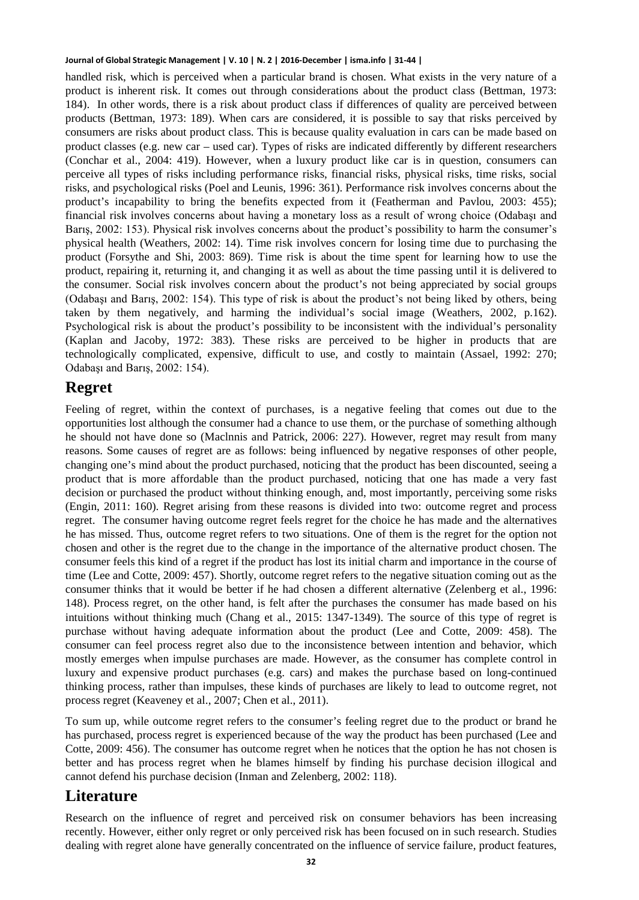handled risk, which is perceived when a particular brand is chosen. What exists in the very nature of a product is inherent risk. It comes out through considerations about the product class (Bettman, 1973: 184). In other words, there is a risk about product class if differences of quality are perceived between products (Bettman, 1973: 189). When cars are considered, it is possible to say that risks perceived by consumers are risks about product class. This is because quality evaluation in cars can be made based on product classes (e.g. new car – used car). Types of risks are indicated differently by different researchers (Conchar et al., 2004: 419). However, when a luxury product like car is in question, consumers can perceive all types of risks including performance risks, financial risks, physical risks, time risks, social risks, and psychological risks (Poel and Leunis, 1996: 361). Performance risk involves concerns about the product's incapability to bring the benefits expected from it (Featherman and Pavlou, 2003: 455); financial risk involves concerns about having a monetary loss as a result of wrong choice (Odabaşı and Barış, 2002: 153). Physical risk involves concerns about the product's possibility to harm the consumer's physical health (Weathers, 2002: 14). Time risk involves concern for losing time due to purchasing the product (Forsythe and Shi, 2003: 869). Time risk is about the time spent for learning how to use the product, repairing it, returning it, and changing it as well as about the time passing until it is delivered to the consumer. Social risk involves concern about the product's not being appreciated by social groups (Odabaşı and Barış, 2002: 154). This type of risk is about the product's not being liked by others, being taken by them negatively, and harming the individual's social image (Weathers, 2002, p.162). Psychological risk is about the product's possibility to be inconsistent with the individual's personality (Kaplan and Jacoby, 1972: 383). These risks are perceived to be higher in products that are technologically complicated, expensive, difficult to use, and costly to maintain (Assael, 1992: 270; Odabaşı and Barış, 2002: 154).

## Regret

Feeling of regret, within the context of purchases, is a negative feeling that comes out due to the opportunities lost although the consumer had a chance to use them, or the purchase of something although he should not have done so (Maclnnis and Patrick, 2006: 227). However, regret may result from many reasons. Some causes of regret are as follows: being influenced by negative responses of other people, changing one's mind about the product purchased, noticing that the product has been discounted, seeing a product that is more affordable than the product purchased, noticing that one has made a very fast decision or purchased the product without thinking enough, and, most importantly, perceiving some risks (Engin, 2011: 160). Regret arising from these reasons is divided into two: outcome regret and process regret. The consumer having outcome regret feels regret for the choice he has made and the alternatives he has missed. Thus, outcome regret refers to two situations. One of them is the regret for the option not chosen and other is the regret due to the change in the importance of the alternative product chosen. The consumer feels this kind of a regret if the product has lost its initial charm and importance in the course of time (Lee and Cotte, 2009: 457). Shortly, outcome regret refers to the negative situation coming out as the consumer thinks that it would be better if he had chosen a different alternative (Zelenberg et al., 1996: 148). Process regret, on the other hand, is felt after the purchases the consumer has made based on his intuitions without thinking much (Chang et al., 2015: 1347-1349). The source of this type of regret is purchase without having adequate information about the product (Lee and Cotte, 2009: 458). The consumer can feel process regret also due to the inconsistence between intention and behavior, which mostly emerges when impulse purchases are made. However, as the consumer has complete control in luxury and expensive product purchases (e.g. cars) and makes the purchase based on long-continued thinking process, rather than impulses, these kinds of purchases are likely to lead to outcome regret, not process regret (Keaveney et al., 2007; Chen et al., 2011).

To sum up, while outcome regret refers to the consumer's feeling regret due to the product or brand he has purchased, process regret is experienced because of the way the product has been purchased (Lee and Cotte, 2009: 456). The consumer has outcome regret when he notices that the option he has not chosen is better and has process regret when he blames himself by finding his purchase decision illogical and cannot defend his purchase decision (Inman and Zelenberg, 2002: 118).

## Literature

Research on the influence of regret and perceived risk on consumer behaviors has been increasing recently. However, either only regret or only perceived risk has been focused on in such research. Studies dealing with regret alone have generally concentrated on the influence of service failure, product features,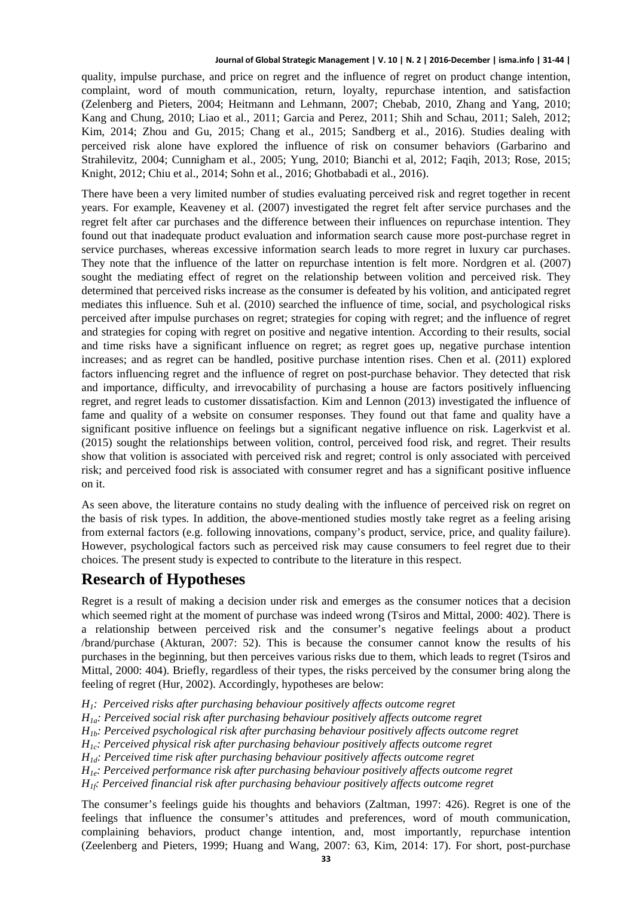quality, impulse purchase, and price on regret and the influence of regret on product change intention, complaint, word of mouth communication, return, loyalty, repurchase intention, and satisfaction (Zelenberg and Pieters, 2004; Heitmann and Lehmann, 2007; Chebab, 2010, Zhang and Yang, 2010; Kang and Chung, 2010; Liao et al., 2011; Garcia and Perez, 2011; Shih and Schau, 2011; Saleh, 2012; Kim, 2014; Zhou and Gu, 2015; Chang et al., 2015; Sandberg et al., 2016). Studies dealing with perceived risk alone have explored the influence of risk on consumer behaviors (Garbarino and Strahilevitz, 2004; Cunnigham et al., 2005; Yung, 2010; Bianchi et al, 2012; Faqih, 2013; Rose, 2015; Knight, 2012; Chiu et al., 2014; Sohn et al., 2016; Ghotbabadi et al., 2016).

There have been a very limited number of studies evaluating perceived risk and regret together in recent years. For example, Keaveney et al. (2007) investigated the regret felt after service purchases and the regret felt after car purchases and the difference between their influences on repurchase intention. They found out that inadequate product evaluation and information search cause more post-purchase regret in service purchases, whereas excessive information search leads to more regret in luxury car purchases. They note that the influence of the latter on repurchase intention is felt more. Nordgren et al. (2007) sought the mediating effect of regret on the relationship between volition and perceived risk. They determined that perceived risks increase as the consumer is defeated by his volition, and anticipated regret mediates this influence. Suh et al. (2010) searched the influence of time, social, and psychological risks perceived after impulse purchases on regret; strategies for coping with regret; and the influence of regret and strategies for coping with regret on positive and negative intention. According to their results, social and time risks have a significant influence on regret; as regret goes up, negative purchase intention increases; and as regret can be handled, positive purchase intention rises. Chen et al. (2011) explored factors influencing regret and the influence of regret on post-purchase behavior. They detected that risk and importance, difficulty, and irrevocability of purchasing a house are factors positively influencing regret, and regret leads to customer dissatisfaction. Kim and Lennon (2013) investigated the influence of fame and quality of a website on consumer responses. They found out that fame and quality have a significant positive influence on feelings but a significant negative influence on risk. Lagerkvist et al. (2015) sought the relationships between volition, control, perceived food risk, and regret. Their results show that volition is associated with perceived risk and regret; control is only associated with perceived risk; and perceived food risk is associated with consumer regret and has a significant positive influence on it.

As seen above, the literature contains no study dealing with the influence of perceived risk on regret on the basis of risk types. In addition, the above-mentioned studies mostly take regret as a feeling arising from external factors (e.g. following innovations, company's product, service, price, and quality failure). However, psychological factors such as perceived risk may cause consumers to feel regret due to their choices. The present study is expected to contribute to the literature in this respect.

## Research of Hypotheses

Regret is a result of making a decision under risk and emerges as the consumer notices that a decision which seemed right at the moment of purchase was indeed wrong (Tsiros and Mittal, 2000: 402). There is a relationship between perceived risk and the consumer's negative feelings about a product /brand/purchase (Akturan, 2007: 52). This is because the consumer cannot know the results of his purchases in the beginning, but then perceives various risks due to them, which leads to regret (Tsiros and Mittal, 2000: 404). Briefly, regardless of their types, the risks perceived by the consumer bring along the feeling of regret (Hur, 2002). Accordingly, hypotheses are below:

*$H_1$: Perceived risks after purchasing behaviour positively affects outcome regret*
*$H_{1a}$: Perceived social risk after purchasing behaviour positively affects outcome regret*
*$H_{1b}$: Perceived psychological risk after purchasing behaviour positively affects outcome regret*
*$H_{1c}$: Perceived physical risk after purchasing behaviour positively affects outcome regret*
*$H_{1d}$: Perceived time risk after purchasing behaviour positively affects outcome regret*
*$H_{1e}$: Perceived performance risk after purchasing behaviour positively affects outcome regret*
*$H_{1f}$: Perceived financial risk after purchasing behaviour positively affects outcome regret*

The consumer's feelings guide his thoughts and behaviors (Zaltman, 1997: 426). Regret is one of the feelings that influence the consumer's attitudes and preferences, word of mouth communication, complaining behaviors, product change intention, and, most importantly, repurchase intention (Zeelenberg and Pieters, 1999; Huang and Wang, 2007: 63, Kim, 2014: 17). For short, post-purchase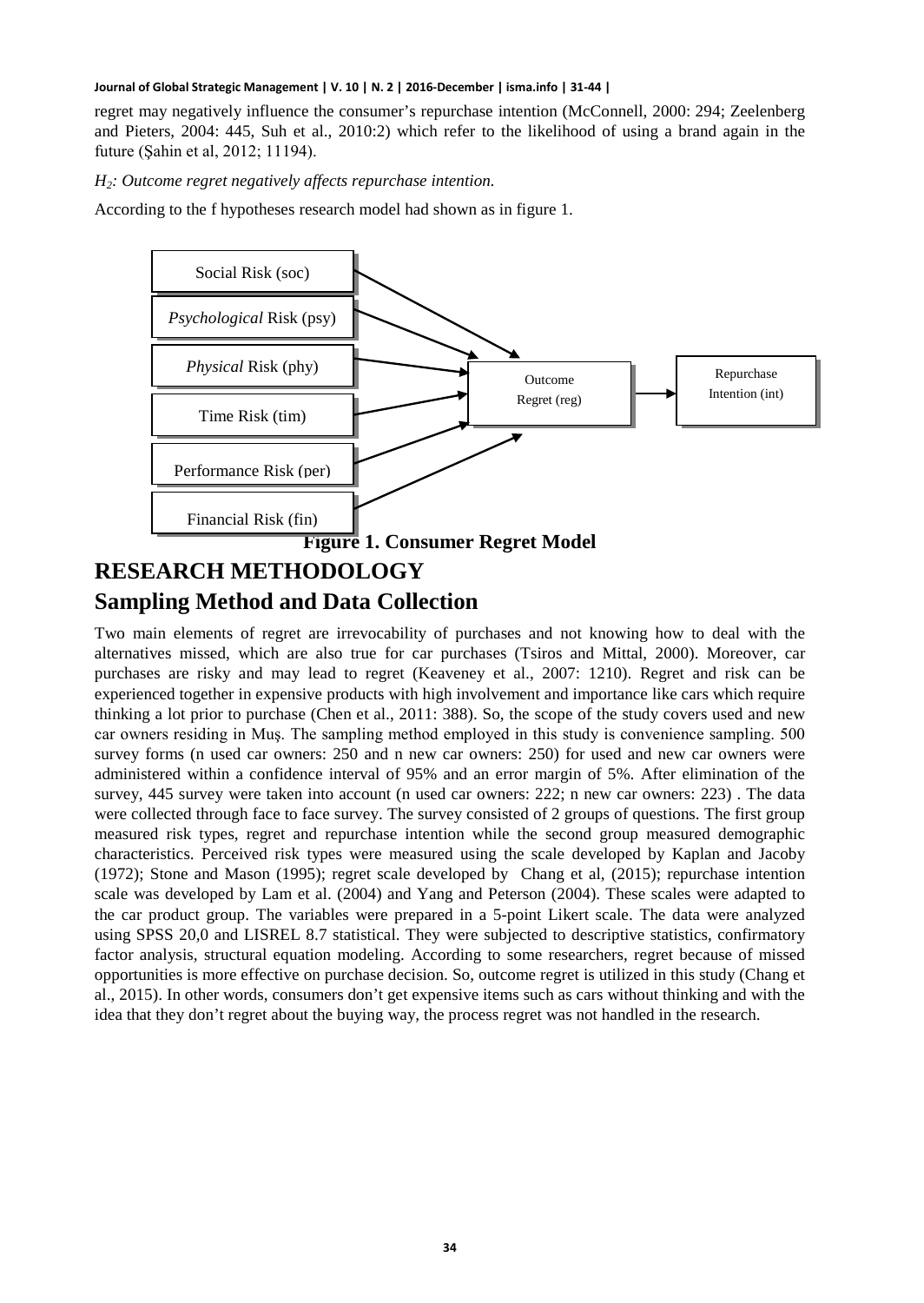regret may negatively influence the consumer's repurchase intention (McConnell, 2000: 294; Zeelenberg and Pieters, 2004: 445, Suh et al., 2010:2) which refer to the likelihood of using a brand again in the future (Şahin et al, 2012; 11194).

*$H_2$: Outcome regret negatively affects repurchase intention.*

According to the f hypotheses research model had shown as in figure 1.

Social Risk (soc)

*Psychological* Risk (psy)

*Physical* Risk (phy)

Time Risk (tim)

Performance Risk (per)

Financial Risk (fin)

Outcome Regret (reg)

Repurchase Intention (int)

**Figure 1. Consumer Regret Model**

# RESEARCH METHODOLOGY

## Sampling Method and Data Collection

Two main elements of regret are irrevocability of purchases and not knowing how to deal with the alternatives missed, which are also true for car purchases (Tsiros and Mittal, 2000). Moreover, car purchases are risky and may lead to regret (Keaveney et al., 2007: 1210). Regret and risk can be experienced together in expensive products with high involvement and importance like cars which require thinking a lot prior to purchase (Chen et al., 2011: 388). So, the scope of the study covers used and new car owners residing in Muş. The sampling method employed in this study is convenience sampling. 500 survey forms (n used car owners: 250 and n new car owners: 250) for used and new car owners were administered within a confidence interval of 95% and an error margin of 5%. After elimination of the survey, 445 survey were taken into account (n used car owners: 222; n new car owners: 223) . The data were collected through face to face survey. The survey consisted of 2 groups of questions. The first group measured risk types, regret and repurchase intention while the second group measured demographic characteristics. Perceived risk types were measured using the scale developed by Kaplan and Jacoby (1972); Stone and Mason (1995); regret scale developed by Chang et al, (2015); repurchase intention scale was developed by Lam et al. (2004) and Yang and Peterson (2004). These scales were adapted to the car product group. The variables were prepared in a 5-point Likert scale. The data were analyzed using SPSS 20,0 and LISREL 8.7 statistical. They were subjected to descriptive statistics, confirmatory factor analysis, structural equation modeling. According to some researchers, regret because of missed opportunities is more effective on purchase decision. So, outcome regret is utilized in this study (Chang et al., 2015). In other words, consumers don't get expensive items such as cars without thinking and with the idea that they don't regret about the buying way, the process regret was not handled in the research.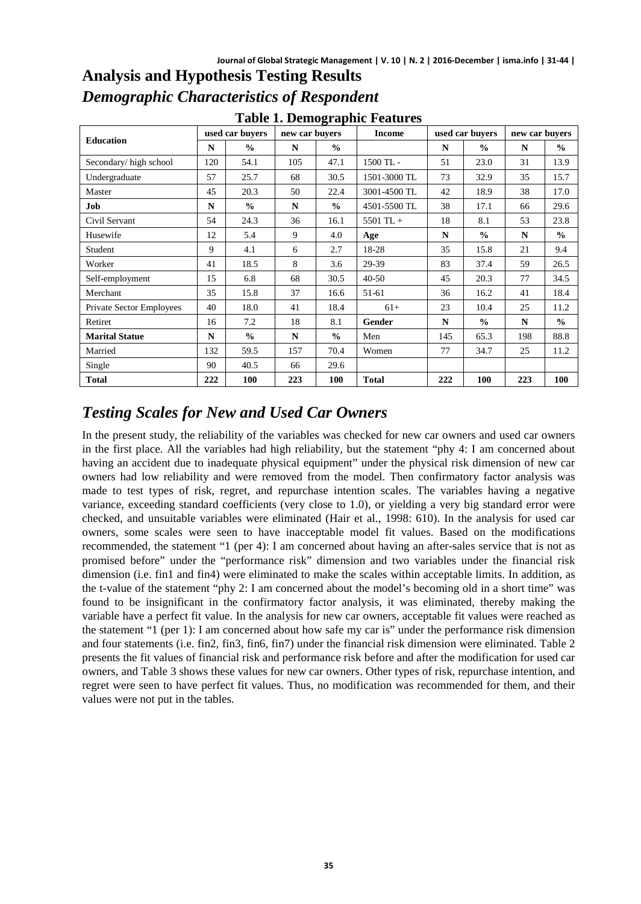# Analysis and Hypothesis Testing Results

## *Demographic Characteristics of Respondent*

**Table 1. Demographic Features**

| Education | used car buyers | | new car buyers | | Income | used car buyers | | new car buyers | |
|---|---|---|---|---|---|---|---|---|---|
| | **N** | **%** | **N** | **%** | | **N** | **%** | **N** | **%** |
| Secondary/ high school | 120 | 54.1 | 105 | 47.1 | 1500 TL - | 51 | 23.0 | 31 | 13.9 |
| Undergraduate | 57 | 25.7 | 68 | 30.5 | 1501-3000 TL | 73 | 32.9 | 35 | 15.7 |
| Master | 45 | 20.3 | 50 | 22.4 | 3001-4500 TL | 42 | 18.9 | 38 | 17.0 |
| **Job** | **N** | **%** | **N** | **%** | 4501-5500 TL | 38 | 17.1 | 66 | 29.6 |
| Civil Servant | 54 | 24.3 | 36 | 16.1 | 5501 TL + | 18 | 8.1 | 53 | 23.8 |
| Husewife | 12 | 5.4 | 9 | 4.0 | **Age** | **N** | **%** | **N** | **%** |
| Student | 9 | 4.1 | 6 | 2.7 | 18-28 | 35 | 15.8 | 21 | 9.4 |
| Worker | 41 | 18.5 | 8 | 3.6 | 29-39 | 83 | 37.4 | 59 | 26.5 |
| Self-employment | 15 | 6.8 | 68 | 30.5 | 40-50 | 45 | 20.3 | 77 | 34.5 |
| Merchant | 35 | 15.8 | 37 | 16.6 | 51-61 | 36 | 16.2 | 41 | 18.4 |
| Private Sector Employees | 40 | 18.0 | 41 | 18.4 | 61+ | 23 | 10.4 | 25 | 11.2 |
| Retiret | 16 | 7.2 | 18 | 8.1 | **Gender** | **N** | **%** | **N** | **%** |
| **Marital Statue** | **N** | **%** | **N** | **%** | Men | 145 | 65.3 | 198 | 88.8 |
| Married | 132 | 59.5 | 157 | 70.4 | Women | 77 | 34.7 | 25 | 11.2 |
| Single | 90 | 40.5 | 66 | 29.6 | | | | | |
| **Total** | **222** | **100** | **223** | **100** | **Total** | **222** | **100** | **223** | **100** |

## *Testing Scales for New and Used Car Owners*

In the present study, the reliability of the variables was checked for new car owners and used car owners in the first place. All the variables had high reliability, but the statement "phy 4: I am concerned about having an accident due to inadequate physical equipment" under the physical risk dimension of new car owners had low reliability and were removed from the model. Then confirmatory factor analysis was made to test types of risk, regret, and repurchase intention scales. The variables having a negative variance, exceeding standard coefficients (very close to 1.0), or yielding a very big standard error were checked, and unsuitable variables were eliminated (Hair et al., 1998: 610). In the analysis for used car owners, some scales were seen to have inacceptable model fit values. Based on the modifications recommended, the statement "1 (per 4): I am concerned about having an after-sales service that is not as promised before" under the "performance risk" dimension and two variables under the financial risk dimension (i.e. fin1 and fin4) were eliminated to make the scales within acceptable limits. In addition, as the t-value of the statement "phy 2: I am concerned about the model's becoming old in a short time" was found to be insignificant in the confirmatory factor analysis, it was eliminated, thereby making the variable have a perfect fit value. In the analysis for new car owners, acceptable fit values were reached as the statement "1 (per 1): I am concerned about how safe my car is" under the performance risk dimension and four statements (i.e. fin2, fin3, fin6, fin7) under the financial risk dimension were eliminated. Table 2 presents the fit values of financial risk and performance risk before and after the modification for used car owners, and Table 3 shows these values for new car owners. Other types of risk, repurchase intention, and regret were seen to have perfect fit values. Thus, no modification was recommended for them, and their values were not put in the tables.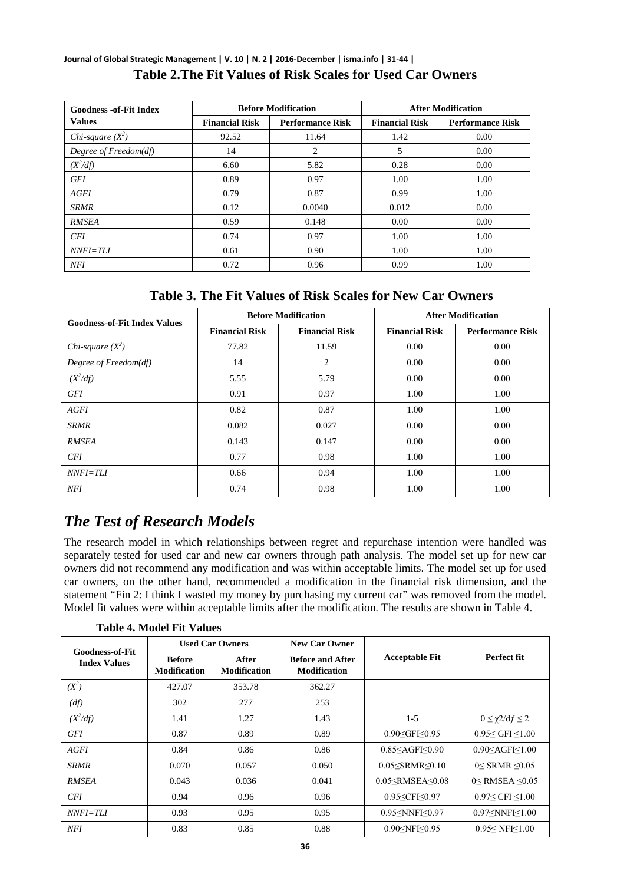## Table 2.The Fit Values of Risk Scales for Used Car Owners

| Goodness -of-Fit Index Values | Before Modification | | After Modification | |
|---|---|---|---|---|
| | Financial Risk | Performance Risk | Financial Risk | Performance Risk |
| *Chi-square* ($X^2$) | 92.52 | 11.64 | 1.42 | 0.00 |
| *Degree of Freedom(df)* | 14 | 2 | 5 | 0.00 |
| ($X^2$/*df*) | 6.60 | 5.82 | 0.28 | 0.00 |
| *GFI* | 0.89 | 0.97 | 1.00 | 1.00 |
| *AGFI* | 0.79 | 0.87 | 0.99 | 1.00 |
| *SRMR* | 0.12 | 0.0040 | 0.012 | 0.00 |
| *RMSEA* | 0.59 | 0.148 | 0.00 | 0.00 |
| *CFI* | 0.74 | 0.97 | 1.00 | 1.00 |
| *NNFI=TLI* | 0.61 | 0.90 | 1.00 | 1.00 |
| *NFI* | 0.72 | 0.96 | 0.99 | 1.00 |

## Table 3. The Fit Values of Risk Scales for New Car Owners

| Goodness-of-Fit Index Values | Before Modification | | After Modification | |
|---|---|---|---|---|
| | Financial Risk | Financial Risk | Financial Risk | Performance Risk |
| *Chi-square* ($X^2$) | 77.82 | 11.59 | 0.00 | 0.00 |
| *Degree of Freedom(df)* | 14 | 2 | 0.00 | 0.00 |
| ($X^2$/*df*) | 5.55 | 5.79 | 0.00 | 0.00 |
| *GFI* | 0.91 | 0.97 | 1.00 | 1.00 |
| *AGFI* | 0.82 | 0.87 | 1.00 | 1.00 |
| *SRMR* | 0.082 | 0.027 | 0.00 | 0.00 |
| *RMSEA* | 0.143 | 0.147 | 0.00 | 0.00 |
| *CFI* | 0.77 | 0.98 | 1.00 | 1.00 |
| *NNFI=TLI* | 0.66 | 0.94 | 1.00 | 1.00 |
| *NFI* | 0.74 | 0.98 | 1.00 | 1.00 |

# *The Test of Research Models*

The research model in which relationships between regret and repurchase intention were handled was separately tested for used car and new car owners through path analysis. The model set up for new car owners did not recommend any modification and was within acceptable limits. The model set up for used car owners, on the other hand, recommended a modification in the financial risk dimension, and the statement "Fin 2: I think I wasted my money by purchasing my current car" was removed from the model. Model fit values were within acceptable limits after the modification. The results are shown in Table 4.

**Table 4. Model Fit Values**

| Goodness-of-Fit Index Values | Used Car Owners | | New Car Owner | Acceptable Fit | Perfect fit |
|---|---|---|---|---|---|
| | Before Modification | After Modification | Before and After Modification | | |
| ($X^2$) | 427.07 | 353.78 | 362.27 | | |
| (*df*) | 302 | 277 | 253 | | |
| ($X^2$/*df*) | 1.41 | 1.27 | 1.43 | 1-5 | $0 \leq \chi 2/df \leq 2$ |
| *GFI* | 0.87 | 0.89 | 0.89 | 0.90≤GFI≤0.95 | 0.95≤ GFI ≤1.00 |
| *AGFI* | 0.84 | 0.86 | 0.86 | 0.85≤AGFI≤0.90 | 0.90≤AGFI≤1.00 |
| *SRMR* | 0.070 | 0.057 | 0.050 | 0.05≤SRMR≤0.10 | 0≤ SRMR ≤0.05 |
| *RMSEA* | 0.043 | 0.036 | 0.041 | 0.05≤RMSEA≤0.08 | 0≤ RMSEA ≤0.05 |
| *CFI* | 0.94 | 0.96 | 0.96 | 0.95≤CFI≤0.97 | 0.97≤ CFI ≤1.00 |
| *NNFI=TLI* | 0.93 | 0.95 | 0.95 | 0.95≤NNFI≤0.97 | 0.97≤NNFI≤1.00 |
| *NFI* | 0.83 | 0.85 | 0.88 | 0.90≤NFI≤0.95 | 0.95≤ NFI≤1.00 |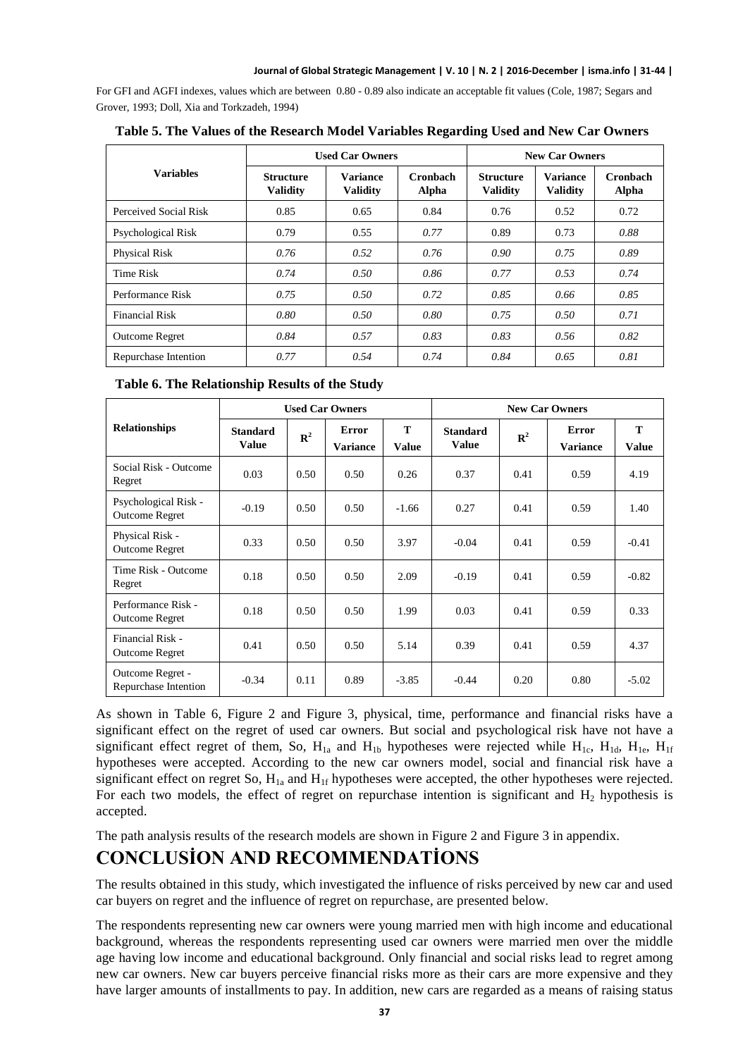For GFI and AGFI indexes, values which are between 0.80 - 0.89 also indicate an acceptable fit values (Cole, 1987; Segars and Grover, 1993; Doll, Xia and Torkzadeh, 1994)

**Table 5. The Values of the Research Model Variables Regarding Used and New Car Owners**

| Variables | Used Car Owners | | | New Car Owners | | |
|---|---|---|---|---|---|---|
| | Structure Validity | Variance Validity | Cronbach Alpha | Structure Validity | Variance Validity | Cronbach Alpha |
| Perceived Social Risk | 0.85 | 0.65 | 0.84 | 0.76 | 0.52 | 0.72 |
| Psychological Risk | 0.79 | 0.55 | *0.77* | 0.89 | 0.73 | *0.88* |
| Physical Risk | *0.76* | *0.52* | *0.76* | *0.90* | *0.75* | *0.89* |
| Time Risk | *0.74* | *0.50* | *0.86* | *0.77* | *0.53* | *0.74* |
| Performance Risk | *0.75* | *0.50* | *0.72* | *0.85* | *0.66* | *0.85* |
| Financial Risk | *0.80* | *0.50* | *0.80* | *0.75* | *0.50* | *0.71* |
| Outcome Regret | *0.84* | *0.57* | *0.83* | *0.83* | *0.56* | *0.82* |
| Repurchase Intention | *0.77* | *0.54* | *0.74* | *0.84* | *0.65* | *0.81* |

**Table 6. The Relationship Results of the Study**

| Relationships | Used Car Owners | | | | New Car Owners | | | |
|---|---|---|---|---|---|---|---|---|
| | Standard Value | $R^2$ | Error Variance | T Value | Standard Value | $R^2$ | Error Variance | T Value |
| Social Risk - Outcome Regret | 0.03 | 0.50 | 0.50 | 0.26 | 0.37 | 0.41 | 0.59 | 4.19 |
| Psychological Risk - Outcome Regret | -0.19 | 0.50 | 0.50 | -1.66 | 0.27 | 0.41 | 0.59 | 1.40 |
| Physical Risk - Outcome Regret | 0.33 | 0.50 | 0.50 | 3.97 | -0.04 | 0.41 | 0.59 | -0.41 |
| Time Risk - Outcome Regret | 0.18 | 0.50 | 0.50 | 2.09 | -0.19 | 0.41 | 0.59 | -0.82 |
| Performance Risk - Outcome Regret | 0.18 | 0.50 | 0.50 | 1.99 | 0.03 | 0.41 | 0.59 | 0.33 |
| Financial Risk - Outcome Regret | 0.41 | 0.50 | 0.50 | 5.14 | 0.39 | 0.41 | 0.59 | 4.37 |
| Outcome Regret - Repurchase Intention | -0.34 | 0.11 | 0.89 | -3.85 | -0.44 | 0.20 | 0.80 | -5.02 |

As shown in Table 6, Figure 2 and Figure 3, physical, time, performance and financial risks have a significant effect on the regret of used car owners. But social and psychological risk have not have a significant effect regret of them, So, $H_{1a}$ and $H_{1b}$ hypotheses were rejected while $H_{1c}$, $H_{1d}$, $H_{1e}$, $H_{1f}$ hypotheses were accepted. According to the new car owners model, social and financial risk have a significant effect on regret So, $H_{1a}$ and $H_{1f}$ hypotheses were accepted, the other hypotheses were rejected. For each two models, the effect of regret on repurchase intention is significant and $H_2$ hypothesis is accepted.

The path analysis results of the research models are shown in Figure 2 and Figure 3 in appendix.

# CONCLUSİON AND RECOMMENDATİONS

The results obtained in this study, which investigated the influence of risks perceived by new car and used car buyers on regret and the influence of regret on repurchase, are presented below.

The respondents representing new car owners were young married men with high income and educational background, whereas the respondents representing used car owners were married men over the middle age having low income and educational background. Only financial and social risks lead to regret among new car owners. New car buyers perceive financial risks more as their cars are more expensive and they have larger amounts of installments to pay. In addition, new cars are regarded as a means of raising status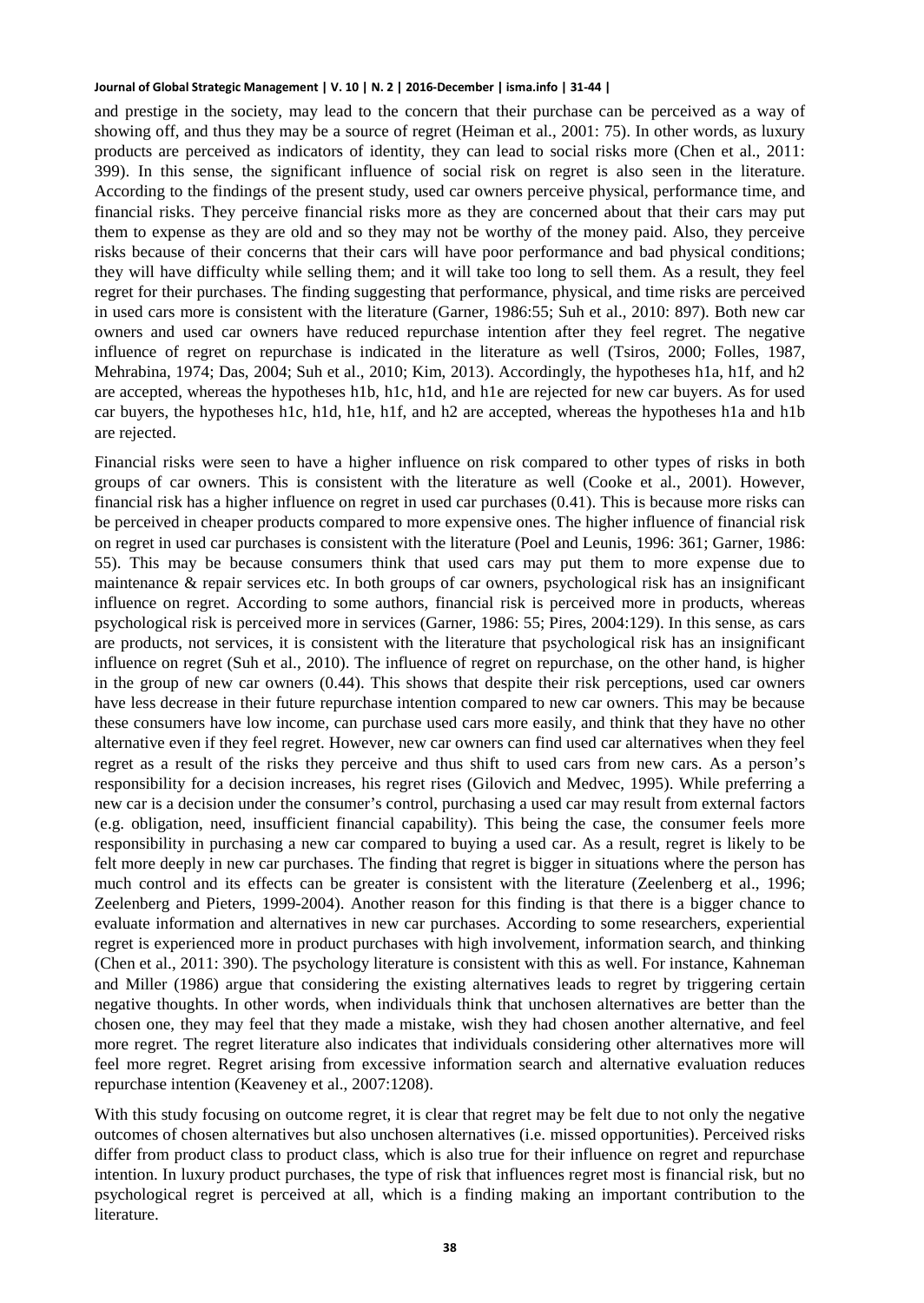and prestige in the society, may lead to the concern that their purchase can be perceived as a way of showing off, and thus they may be a source of regret (Heiman et al., 2001: 75). In other words, as luxury products are perceived as indicators of identity, they can lead to social risks more (Chen et al., 2011: 399). In this sense, the significant influence of social risk on regret is also seen in the literature. According to the findings of the present study, used car owners perceive physical, performance time, and financial risks. They perceive financial risks more as they are concerned about that their cars may put them to expense as they are old and so they may not be worthy of the money paid. Also, they perceive risks because of their concerns that their cars will have poor performance and bad physical conditions; they will have difficulty while selling them; and it will take too long to sell them. As a result, they feel regret for their purchases. The finding suggesting that performance, physical, and time risks are perceived in used cars more is consistent with the literature (Garner, 1986:55; Suh et al., 2010: 897). Both new car owners and used car owners have reduced repurchase intention after they feel regret. The negative influence of regret on repurchase is indicated in the literature as well (Tsiros, 2000; Folles, 1987, Mehrabina, 1974; Das, 2004; Suh et al., 2010; Kim, 2013). Accordingly, the hypotheses h1a, h1f, and h2 are accepted, whereas the hypotheses h1b, h1c, h1d, and h1e are rejected for new car buyers. As for used car buyers, the hypotheses h1c, h1d, h1e, h1f, and h2 are accepted, whereas the hypotheses h1a and h1b are rejected.

Financial risks were seen to have a higher influence on risk compared to other types of risks in both groups of car owners. This is consistent with the literature as well (Cooke et al., 2001). However, financial risk has a higher influence on regret in used car purchases (0.41). This is because more risks can be perceived in cheaper products compared to more expensive ones. The higher influence of financial risk on regret in used car purchases is consistent with the literature (Poel and Leunis, 1996: 361; Garner, 1986: 55). This may be because consumers think that used cars may put them to more expense due to maintenance & repair services etc. In both groups of car owners, psychological risk has an insignificant influence on regret. According to some authors, financial risk is perceived more in products, whereas psychological risk is perceived more in services (Garner, 1986: 55; Pires, 2004:129). In this sense, as cars are products, not services, it is consistent with the literature that psychological risk has an insignificant influence on regret (Suh et al., 2010). The influence of regret on repurchase, on the other hand, is higher in the group of new car owners (0.44). This shows that despite their risk perceptions, used car owners have less decrease in their future repurchase intention compared to new car owners. This may be because these consumers have low income, can purchase used cars more easily, and think that they have no other alternative even if they feel regret. However, new car owners can find used car alternatives when they feel regret as a result of the risks they perceive and thus shift to used cars from new cars. As a person's responsibility for a decision increases, his regret rises (Gilovich and Medvec, 1995). While preferring a new car is a decision under the consumer's control, purchasing a used car may result from external factors (e.g. obligation, need, insufficient financial capability). This being the case, the consumer feels more responsibility in purchasing a new car compared to buying a used car. As a result, regret is likely to be felt more deeply in new car purchases. The finding that regret is bigger in situations where the person has much control and its effects can be greater is consistent with the literature (Zeelenberg et al., 1996; Zeelenberg and Pieters, 1999-2004). Another reason for this finding is that there is a bigger chance to evaluate information and alternatives in new car purchases. According to some researchers, experiential regret is experienced more in product purchases with high involvement, information search, and thinking (Chen et al., 2011: 390). The psychology literature is consistent with this as well. For instance, Kahneman and Miller (1986) argue that considering the existing alternatives leads to regret by triggering certain negative thoughts. In other words, when individuals think that unchosen alternatives are better than the chosen one, they may feel that they made a mistake, wish they had chosen another alternative, and feel more regret. The regret literature also indicates that individuals considering other alternatives more will feel more regret. Regret arising from excessive information search and alternative evaluation reduces repurchase intention (Keaveney et al., 2007:1208).

With this study focusing on outcome regret, it is clear that regret may be felt due to not only the negative outcomes of chosen alternatives but also unchosen alternatives (i.e. missed opportunities). Perceived risks differ from product class to product class, which is also true for their influence on regret and repurchase intention. In luxury product purchases, the type of risk that influences regret most is financial risk, but no psychological regret is perceived at all, which is a finding making an important contribution to the literature.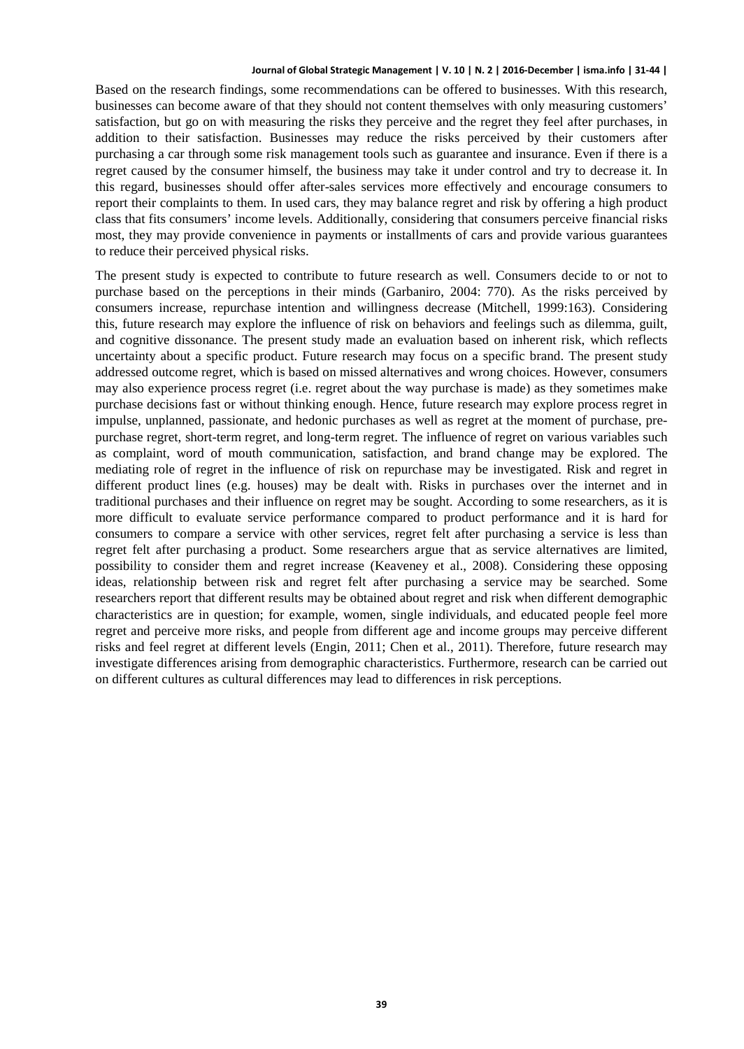Based on the research findings, some recommendations can be offered to businesses. With this research, businesses can become aware of that they should not content themselves with only measuring customers' satisfaction, but go on with measuring the risks they perceive and the regret they feel after purchases, in addition to their satisfaction. Businesses may reduce the risks perceived by their customers after purchasing a car through some risk management tools such as guarantee and insurance. Even if there is a regret caused by the consumer himself, the business may take it under control and try to decrease it. In this regard, businesses should offer after-sales services more effectively and encourage consumers to report their complaints to them. In used cars, they may balance regret and risk by offering a high product class that fits consumers' income levels. Additionally, considering that consumers perceive financial risks most, they may provide convenience in payments or installments of cars and provide various guarantees to reduce their perceived physical risks.

The present study is expected to contribute to future research as well. Consumers decide to or not to purchase based on the perceptions in their minds (Garbaniro, 2004: 770). As the risks perceived by consumers increase, repurchase intention and willingness decrease (Mitchell, 1999:163). Considering this, future research may explore the influence of risk on behaviors and feelings such as dilemma, guilt, and cognitive dissonance. The present study made an evaluation based on inherent risk, which reflects uncertainty about a specific product. Future research may focus on a specific brand. The present study addressed outcome regret, which is based on missed alternatives and wrong choices. However, consumers may also experience process regret (i.e. regret about the way purchase is made) as they sometimes make purchase decisions fast or without thinking enough. Hence, future research may explore process regret in impulse, unplanned, passionate, and hedonic purchases as well as regret at the moment of purchase, pre-purchase regret, short-term regret, and long-term regret. The influence of regret on various variables such as complaint, word of mouth communication, satisfaction, and brand change may be explored. The mediating role of regret in the influence of risk on repurchase may be investigated. Risk and regret in different product lines (e.g. houses) may be dealt with. Risks in purchases over the internet and in traditional purchases and their influence on regret may be sought. According to some researchers, as it is more difficult to evaluate service performance compared to product performance and it is hard for consumers to compare a service with other services, regret felt after purchasing a service is less than regret felt after purchasing a product. Some researchers argue that as service alternatives are limited, possibility to consider them and regret increase (Keaveney et al., 2008). Considering these opposing ideas, relationship between risk and regret felt after purchasing a service may be searched. Some researchers report that different results may be obtained about regret and risk when different demographic characteristics are in question; for example, women, single individuals, and educated people feel more regret and perceive more risks, and people from different age and income groups may perceive different risks and feel regret at different levels (Engin, 2011; Chen et al., 2011). Therefore, future research may investigate differences arising from demographic characteristics. Furthermore, research can be carried out on different cultures as cultural differences may lead to differences in risk perceptions.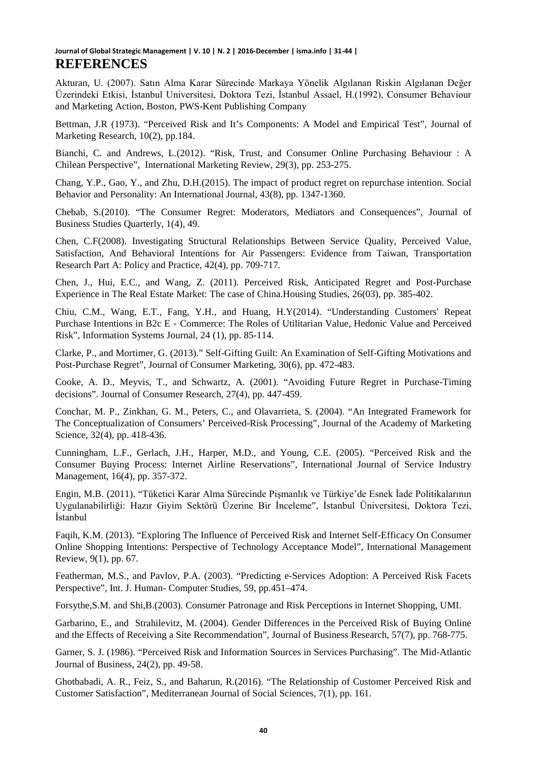# REFERENCES

Akturan, U. (2007). Satın Alma Karar Sürecinde Markaya Yönelik Algılanan Riskin Algılanan Değer Üzerindeki Etkisi, İstanbul Universitesi, Doktora Tezi, İstanbul Assael, H.(1992), Consumer Behaviour and Marketing Action, Boston, PWS-Kent Publishing Company

Bettman, J.R (1973). "Perceived Risk and It's Components: A Model and Empirical Test", Journal of Marketing Research, 10(2), pp.184.

Bianchi, C. and Andrews, L.(2012). "Risk, Trust, and Consumer Online Purchasing Behaviour : A Chilean Perspective", International Marketing Review, 29(3), pp. 253-275.

Chang, Y.P., Gao, Y., and Zhu, D.H.(2015). The impact of product regret on repurchase intention. Social Behavior and Personality: An International Journal, 43(8), pp. 1347-1360.

Chebab, S.(2010). "The Consumer Regret: Moderators, Mediators and Consequences", Journal of Business Studies Quarterly, 1(4), 49.

Chen, C.F(2008). Investigating Structural Relationships Between Service Quality, Perceived Value, Satisfaction, And Behavioral Intentions for Air Passengers: Evidence from Taiwan, Transportation Research Part A: Policy and Practice, 42(4), pp. 709-717.

Chen, J., Hui, E.C., and Wang, Z. (2011). Perceived Risk, Anticipated Regret and Post-Purchase Experience in The Real Estate Market: The case of China.Housing Studies, 26(03), pp. 385-402.

Chiu, C.M., Wang, E.T., Fang, Y.H., and Huang, H.Y(2014). "Understanding Customers' Repeat Purchase Intentions in B2c E - Commerce: The Roles of Utilitarian Value, Hedonic Value and Perceived Risk", Information Systems Journal, 24 (1), pp. 85-114.

Clarke, P., and Mortimer, G. (2013)." Self-Gifting Guilt: An Examination of Self-Gifting Motivations and Post-Purchase Regret", Journal of Consumer Marketing, 30(6), pp. 472-483.

Cooke, A. D., Meyvis, T., and Schwartz, A. (2001). "Avoiding Future Regret in Purchase-Timing decisions". Journal of Consumer Research, 27(4), pp. 447-459.

Conchar, M. P., Zinkhan, G. M., Peters, C., and Olavarrieta, S. (2004). "An Integrated Framework for The Conceptualization of Consumers' Perceived-Risk Processing", Journal of the Academy of Marketing Science, 32(4), pp. 418-436.

Cunningham, L.F., Gerlach, J.H., Harper, M.D., and Young, C.E. (2005). "Perceived Risk and the Consumer Buying Process: Internet Airline Reservations", International Journal of Service Industry Management, 16(4), pp. 357-372.

Engin, M.B. (2011). "Tüketici Karar Alma Sürecinde Pişmanlık ve Türkiye'de Esnek İade Politikalarının Uygulanabilirliği: Hazır Giyim Sektörü Üzerine Bir İnceleme", İstanbul Üniversitesi, Doktora Tezi, İstanbul

Faqih, K.M. (2013). "Exploring The Influence of Perceived Risk and Internet Self-Efficacy On Consumer Online Shopping Intentions: Perspective of Technology Acceptance Model", International Management Review, 9(1), pp. 67.

Featherman, M.S., and Pavlov, P.A. (2003). "Predicting e-Services Adoption: A Perceived Risk Facets Perspective", Int. J. Human- Computer Studies, 59, pp.451–474.

Forsythe,S.M. and Shi,B.(2003). Consumer Patronage and Risk Perceptions in Internet Shopping, UMI.

Garbarino, E., and Strahilevitz, M. (2004). Gender Differences in the Perceived Risk of Buying Online and the Effects of Receiving a Site Recommendation", Journal of Business Research, 57(7), pp. 768-775.

Garner, S. J. (1986). "Perceived Risk and Information Sources in Services Purchasing". The Mid-Atlantic Journal of Business, 24(2), pp. 49-58.

Ghotbabadi, A. R., Feiz, S., and Baharun, R.(2016). "The Relationship of Customer Perceived Risk and Customer Satisfaction", Mediterranean Journal of Social Sciences, 7(1), pp. 161.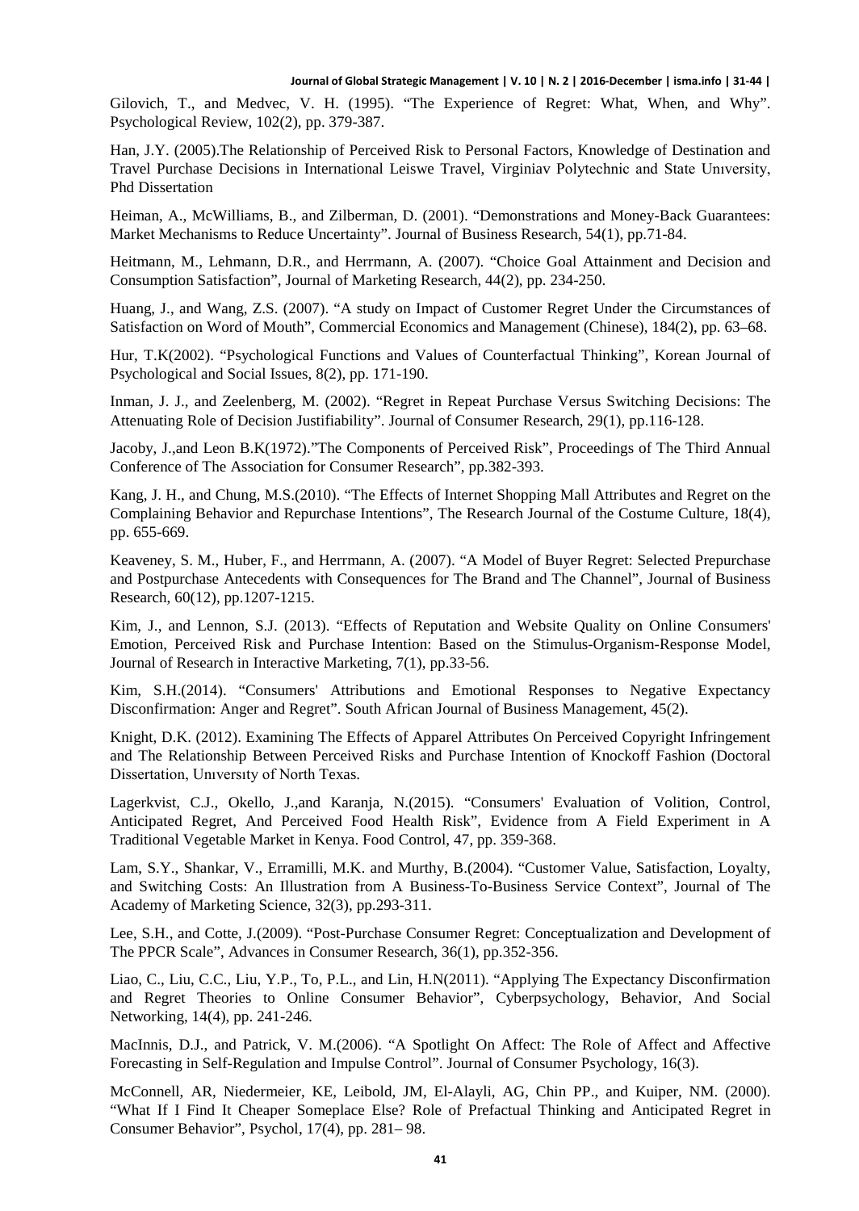Gilovich, T., and Medvec, V. H. (1995). “The Experience of Regret: What, When, and Why”. Psychological Review, 102(2), pp. 379-387.

Han, J.Y. (2005).The Relationship of Perceived Risk to Personal Factors, Knowledge of Destination and Travel Purchase Decisions in International Leiswe Travel, Virginiav Polytechnic and State Unıversity, Phd Dissertation

Heiman, A., McWilliams, B., and Zilberman, D. (2001). “Demonstrations and Money-Back Guarantees: Market Mechanisms to Reduce Uncertainty”. Journal of Business Research, 54(1), pp.71-84.

Heitmann, M., Lehmann, D.R., and Herrmann, A. (2007). “Choice Goal Attainment and Decision and Consumption Satisfaction”, Journal of Marketing Research, 44(2), pp. 234-250.

Huang, J., and Wang, Z.S. (2007). “A study on Impact of Customer Regret Under the Circumstances of Satisfaction on Word of Mouth”, Commercial Economics and Management (Chinese), 184(2), pp. 63–68.

Hur, T.K(2002). “Psychological Functions and Values of Counterfactual Thinking”, Korean Journal of Psychological and Social Issues, 8(2), pp. 171-190.

Inman, J. J., and Zeelenberg, M. (2002). “Regret in Repeat Purchase Versus Switching Decisions: The Attenuating Role of Decision Justifiability”. Journal of Consumer Research, 29(1), pp.116-128.

Jacoby, J.,and Leon B.K(1972).”The Components of Perceived Risk”, Proceedings of The Third Annual Conference of The Association for Consumer Research”, pp.382-393.

Kang, J. H., and Chung, M.S.(2010). “The Effects of Internet Shopping Mall Attributes and Regret on the Complaining Behavior and Repurchase Intentions”, The Research Journal of the Costume Culture, 18(4), pp. 655-669.

Keaveney, S. M., Huber, F., and Herrmann, A. (2007). “A Model of Buyer Regret: Selected Prepurchase and Postpurchase Antecedents with Consequences for The Brand and The Channel”, Journal of Business Research, 60(12), pp.1207-1215.

Kim, J., and Lennon, S.J. (2013). “Effects of Reputation and Website Quality on Online Consumers' Emotion, Perceived Risk and Purchase Intention: Based on the Stimulus-Organism-Response Model, Journal of Research in Interactive Marketing, 7(1), pp.33-56.

Kim, S.H.(2014). “Consumers' Attributions and Emotional Responses to Negative Expectancy Disconfirmation: Anger and Regret”. South African Journal of Business Management, 45(2).

Knight, D.K. (2012). Examining The Effects of Apparel Attributes On Perceived Copyright Infringement and The Relationship Between Perceived Risks and Purchase Intention of Knockoff Fashion (Doctoral Dissertation, Unıversıty of North Texas.

Lagerkvist, C.J., Okello, J.,and Karanja, N.(2015). “Consumers' Evaluation of Volition, Control, Anticipated Regret, And Perceived Food Health Risk”, Evidence from A Field Experiment in A Traditional Vegetable Market in Kenya. Food Control, 47, pp. 359-368.

Lam, S.Y., Shankar, V., Erramilli, M.K. and Murthy, B.(2004). “Customer Value, Satisfaction, Loyalty, and Switching Costs: An Illustration from A Business-To-Business Service Context”, Journal of The Academy of Marketing Science, 32(3), pp.293-311.

Lee, S.H., and Cotte, J.(2009). “Post-Purchase Consumer Regret: Conceptualization and Development of The PPCR Scale”, Advances in Consumer Research, 36(1), pp.352-356.

Liao, C., Liu, C.C., Liu, Y.P., To, P.L., and Lin, H.N(2011). “Applying The Expectancy Disconfirmation and Regret Theories to Online Consumer Behavior”, Cyberpsychology, Behavior, And Social Networking, 14(4), pp. 241-246.

MacInnis, D.J., and Patrick, V. M.(2006). “A Spotlight On Affect: The Role of Affect and Affective Forecasting in Self-Regulation and Impulse Control”. Journal of Consumer Psychology, 16(3).

McConnell, AR, Niedermeier, KE, Leibold, JM, El-Alayli, AG, Chin PP., and Kuiper, NM. (2000). “What If I Find It Cheaper Someplace Else? Role of Prefactual Thinking and Anticipated Regret in Consumer Behavior”, Psychol, 17(4), pp. 281– 98.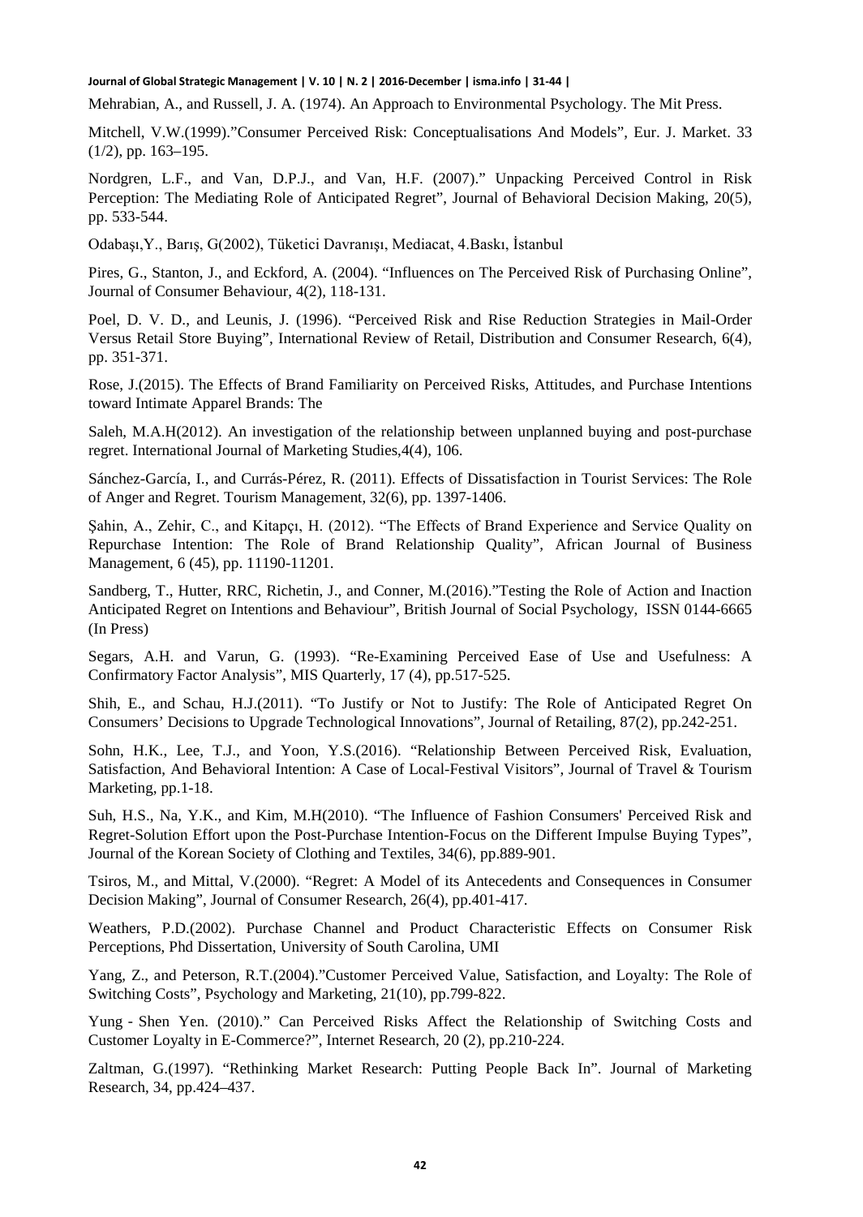Mehrabian, A., and Russell, J. A. (1974). An Approach to Environmental Psychology. The Mit Press.

Mitchell, V.W.(1999)."Consumer Perceived Risk: Conceptualisations And Models", Eur. J. Market. 33 (1/2), pp. 163–195.

Nordgren, L.F., and Van, D.P.J., and Van, H.F. (2007)." Unpacking Perceived Control in Risk Perception: The Mediating Role of Anticipated Regret", Journal of Behavioral Decision Making, 20(5), pp. 533-544.

Odabaşı,Y., Barış, G(2002), Tüketici Davranışı, Mediacat, 4.Baskı, İstanbul

Pires, G., Stanton, J., and Eckford, A. (2004). "Influences on The Perceived Risk of Purchasing Online", Journal of Consumer Behaviour, 4(2), 118-131.

Poel, D. V. D., and Leunis, J. (1996). "Perceived Risk and Rise Reduction Strategies in Mail-Order Versus Retail Store Buying", International Review of Retail, Distribution and Consumer Research, 6(4), pp. 351-371.

Rose, J.(2015). The Effects of Brand Familiarity on Perceived Risks, Attitudes, and Purchase Intentions toward Intimate Apparel Brands: The

Saleh, M.A.H(2012). An investigation of the relationship between unplanned buying and post-purchase regret. International Journal of Marketing Studies,4(4), 106.

Sánchez-García, I., and Currás-Pérez, R. (2011). Effects of Dissatisfaction in Tourist Services: The Role of Anger and Regret. Tourism Management, 32(6), pp. 1397-1406.

Şahin, A., Zehir, C., and Kitapçı, H. (2012). "The Effects of Brand Experience and Service Quality on Repurchase Intention: The Role of Brand Relationship Quality", African Journal of Business Management, 6 (45), pp. 11190-11201.

Sandberg, T., Hutter, RRC, Richetin, J., and Conner, M.(2016)."Testing the Role of Action and Inaction Anticipated Regret on Intentions and Behaviour", British Journal of Social Psychology, ISSN 0144-6665 (In Press)

Segars, A.H. and Varun, G. (1993). "Re-Examining Perceived Ease of Use and Usefulness: A Confirmatory Factor Analysis", MIS Quarterly, 17 (4), pp.517-525.

Shih, E., and Schau, H.J.(2011). "To Justify or Not to Justify: The Role of Anticipated Regret On Consumers' Decisions to Upgrade Technological Innovations", Journal of Retailing, 87(2), pp.242-251.

Sohn, H.K., Lee, T.J., and Yoon, Y.S.(2016). "Relationship Between Perceived Risk, Evaluation, Satisfaction, And Behavioral Intention: A Case of Local-Festival Visitors", Journal of Travel & Tourism Marketing, pp.1-18.

Suh, H.S., Na, Y.K., and Kim, M.H(2010). "The Influence of Fashion Consumers' Perceived Risk and Regret-Solution Effort upon the Post-Purchase Intention-Focus on the Different Impulse Buying Types", Journal of the Korean Society of Clothing and Textiles, 34(6), pp.889-901.

Tsiros, M., and Mittal, V.(2000). "Regret: A Model of its Antecedents and Consequences in Consumer Decision Making", Journal of Consumer Research, 26(4), pp.401-417.

Weathers, P.D.(2002). Purchase Channel and Product Characteristic Effects on Consumer Risk Perceptions, Phd Dissertation, University of South Carolina, UMI

Yang, Z., and Peterson, R.T.(2004)."Customer Perceived Value, Satisfaction, and Loyalty: The Role of Switching Costs", Psychology and Marketing, 21(10), pp.799-822.

Yung - Shen Yen. (2010)." Can Perceived Risks Affect the Relationship of Switching Costs and Customer Loyalty in E-Commerce?", Internet Research, 20 (2), pp.210-224.

Zaltman, G.(1997). "Rethinking Market Research: Putting People Back In". Journal of Marketing Research, 34, pp.424–437.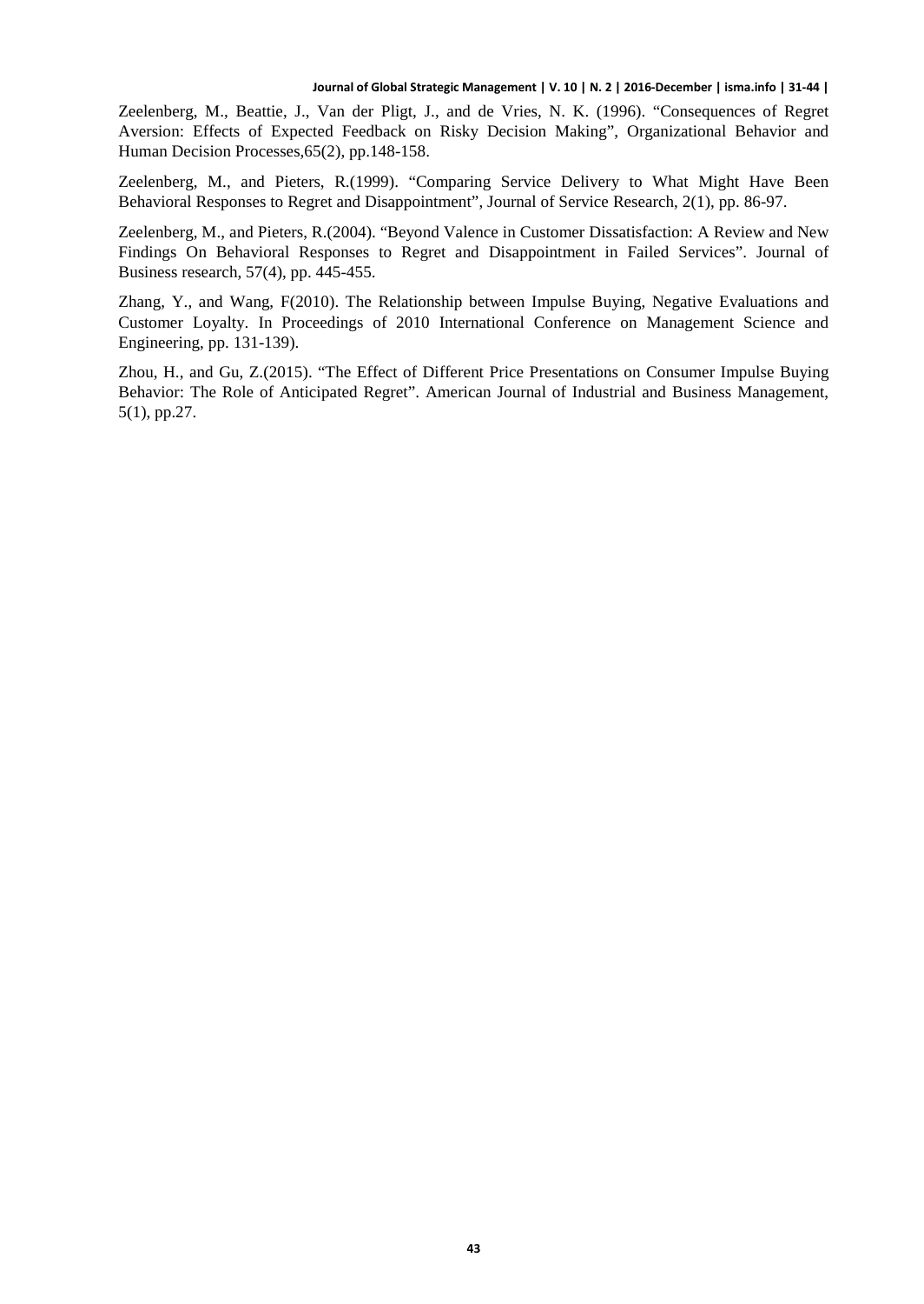Zeelenberg, M., Beattie, J., Van der Pligt, J., and de Vries, N. K. (1996). "Consequences of Regret Aversion: Effects of Expected Feedback on Risky Decision Making", Organizational Behavior and Human Decision Processes,65(2), pp.148-158.

Zeelenberg, M., and Pieters, R.(1999). "Comparing Service Delivery to What Might Have Been Behavioral Responses to Regret and Disappointment", Journal of Service Research, 2(1), pp. 86-97.

Zeelenberg, M., and Pieters, R.(2004). "Beyond Valence in Customer Dissatisfaction: A Review and New Findings On Behavioral Responses to Regret and Disappointment in Failed Services". Journal of Business research, 57(4), pp. 445-455.

Zhang, Y., and Wang, F(2010). The Relationship between Impulse Buying, Negative Evaluations and Customer Loyalty. In Proceedings of 2010 International Conference on Management Science and Engineering, pp. 131-139).

Zhou, H., and Gu, Z.(2015). "The Effect of Different Price Presentations on Consumer Impulse Buying Behavior: The Role of Anticipated Regret". American Journal of Industrial and Business Management, 5(1), pp.27.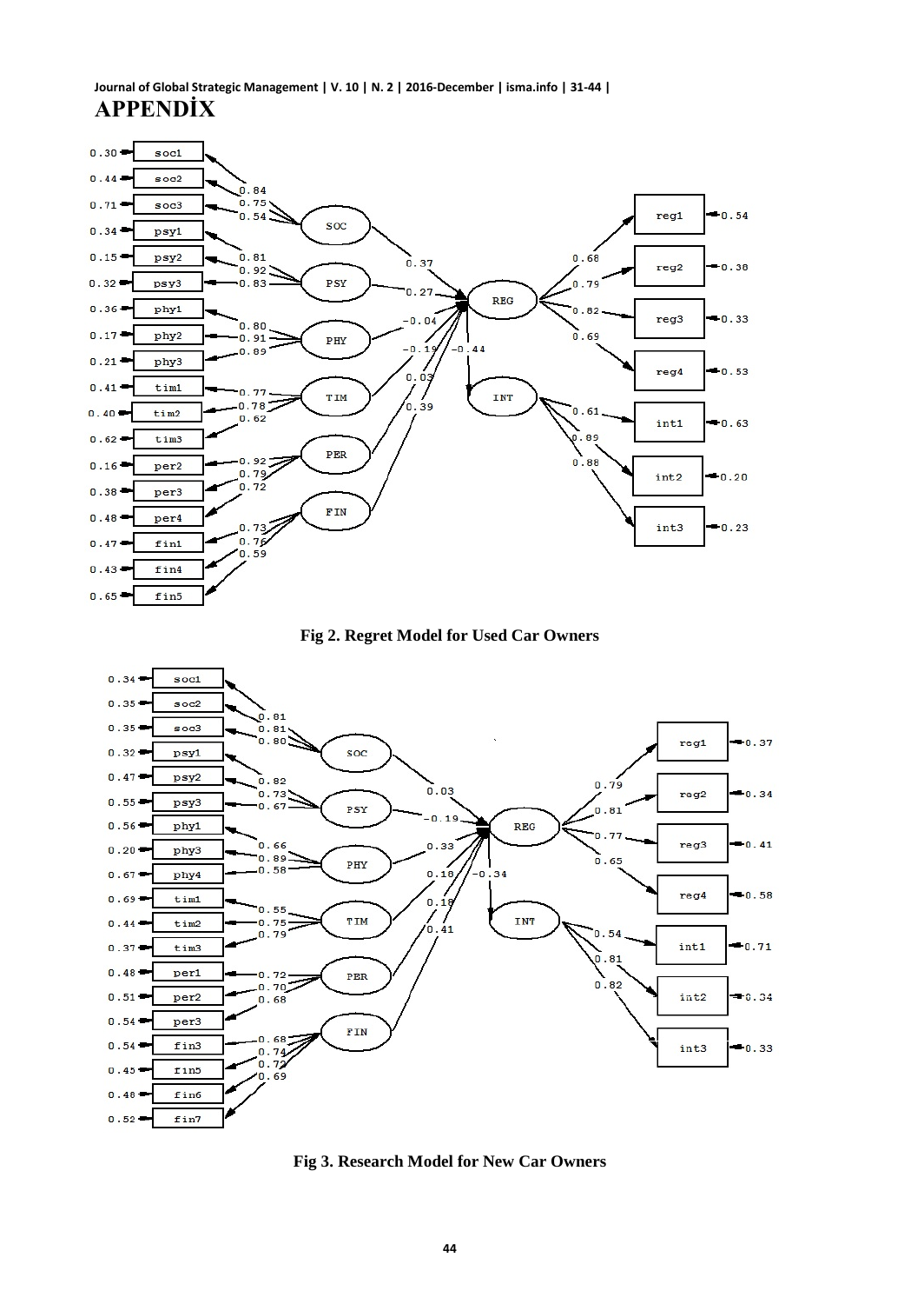# APPENDİX

0.30 soc1
0.44 soc2
0.71 soc3
0.34 psy1
0.15 psy2
0.32 psy3
0.36 phy1
0.17 phy2
0.21 phy3
0.41 tim1
0.40 tim2
0.62 tim3
0.16 per2
0.38 per3
0.48 per4
0.47 fin1
0.43 fin4
0.65 fin5

0.84
0.75
0.54
SOC

0.81
0.92
0.83
PSY

0.80
0.91
0.89
PHY

0.77
0.78
0.62
TIM

0.92
0.79
0.72
PER

0.73
0.76
0.59
FIN

0.37
0.27
-0.04
-0.19
0.03
0.39

REG
-0.44
INT

0.68
0.79
0.82
0.69

reg1 0.54
reg2 0.38
reg3 0.33
reg4 0.53

0.61
0.89
0.88

int1 0.63
int2 0.20
int3 0.23

**Fig 2. Regret Model for Used Car Owners**

0.34 soc1
0.35 soc2
0.35 soc3
0.32 psy1
0.47 psy2
0.55 psy3
0.56 phy1
0.20 phy3
0.67 phy4
0.69 tim1
0.44 tim2
0.37 tim3
0.48 per1
0.51 per2
0.54 per3
0.54 fin3
0.45 fin5
0.46 fin6
0.52 fin7

0.81
0.81
0.80
SOC

0.82
0.73
0.67
PSY

0.66
0.89
0.58
PHY

0.55
0.75
0.79
TIM

0.72
0.70
0.68
PER

0.68
0.74
0.72
0.69
FIN

0.03
-0.19
0.33
0.10
0.10
0.41

REG
-0.34
INT

0.79
0.81
0.77
0.65

reg1 0.37
reg2 0.34
reg3 0.41
reg4 0.58

0.54
0.81
0.82

int1 0.71
int2 0.34
int3 0.33

**Fig 3. Research Model for New Car Owners**